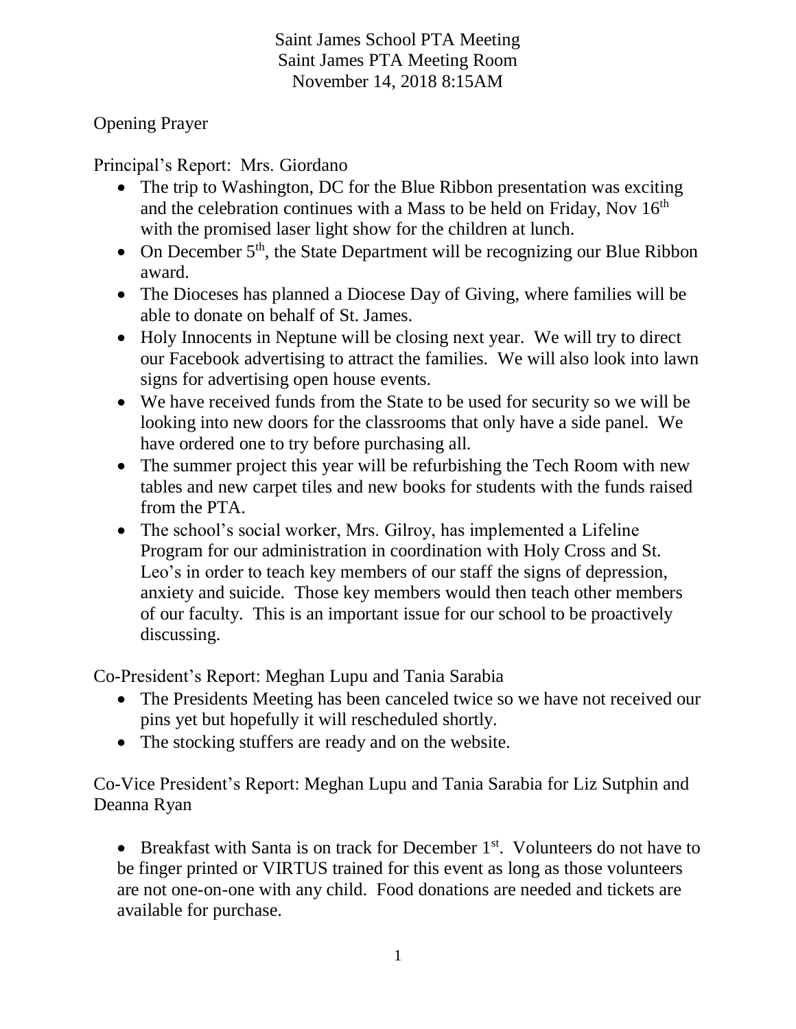Saint James School PTA Meeting
Saint James PTA Meeting Room
November 14, 2018 8:15AM

Opening Prayer

Principal's Report: Mrs. Giordano

- The trip to Washington, DC for the Blue Ribbon presentation was exciting and the celebration continues with a Mass to be held on Friday, Nov 16th with the promised laser light show for the children at lunch.
- On December 5th, the State Department will be recognizing our Blue Ribbon award.
- The Dioceses has planned a Diocese Day of Giving, where families will be able to donate on behalf of St. James.
- Holy Innocents in Neptune will be closing next year. We will try to direct our Facebook advertising to attract the families. We will also look into lawn signs for advertising open house events.
- We have received funds from the State to be used for security so we will be looking into new doors for the classrooms that only have a side panel. We have ordered one to try before purchasing all.
- The summer project this year will be refurbishing the Tech Room with new tables and new carpet tiles and new books for students with the funds raised from the PTA.
- The school's social worker, Mrs. Gilroy, has implemented a Lifeline Program for our administration in coordination with Holy Cross and St. Leo's in order to teach key members of our staff the signs of depression, anxiety and suicide. Those key members would then teach other members of our faculty. This is an important issue for our school to be proactively discussing.

Co-President's Report: Meghan Lupu and Tania Sarabia

- The Presidents Meeting has been canceled twice so we have not received our pins yet but hopefully it will rescheduled shortly.
- The stocking stuffers are ready and on the website.

Co-Vice President's Report: Meghan Lupu and Tania Sarabia for Liz Sutphin and Deanna Ryan

- Breakfast with Santa is on track for December 1st. Volunteers do not have to be finger printed or VIRTUS trained for this event as long as those volunteers are not one-on-one with any child. Food donations are needed and tickets are available for purchase.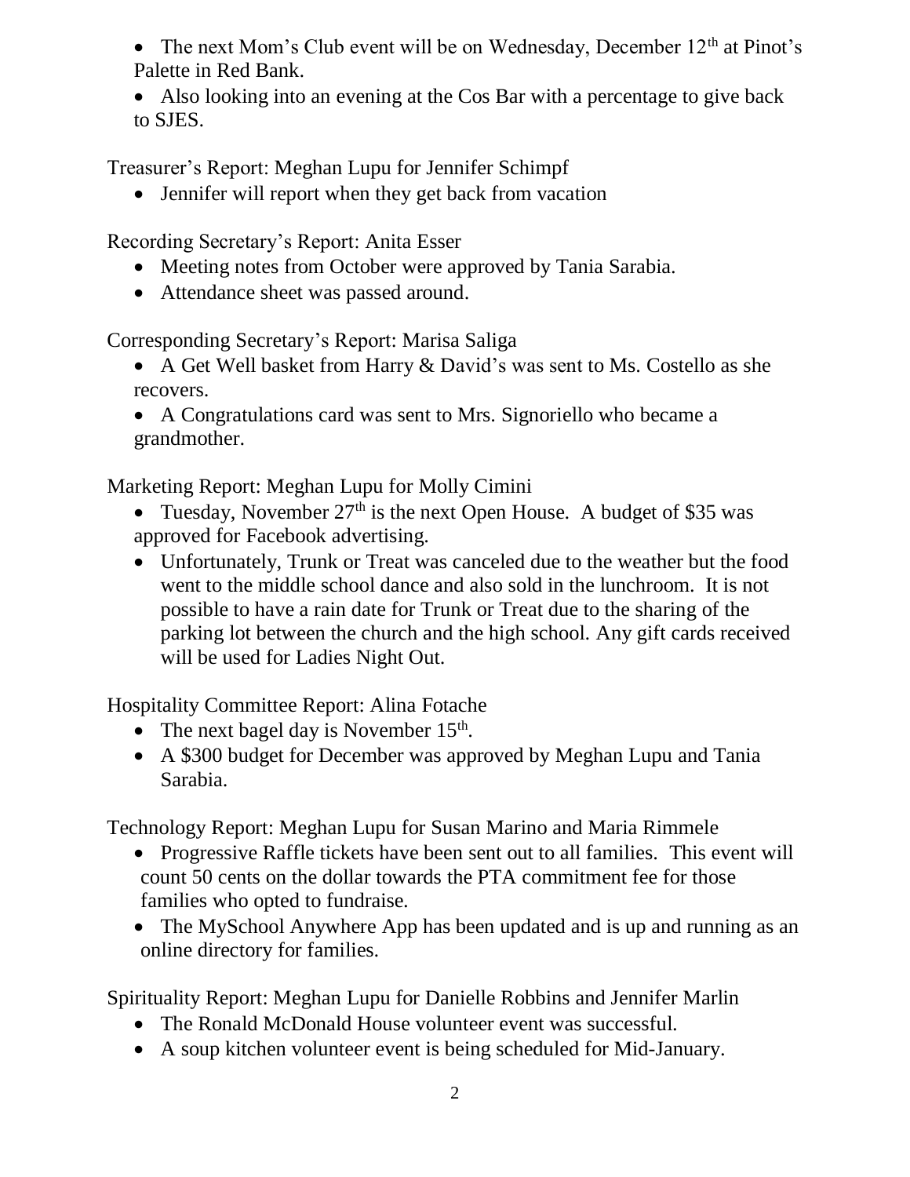- The next Mom's Club event will be on Wednesday, December 12th at Pinot's Palette in Red Bank.
- Also looking into an evening at the Cos Bar with a percentage to give back to SJES.

Treasurer's Report: Meghan Lupu for Jennifer Schimpf

- Jennifer will report when they get back from vacation

Recording Secretary's Report: Anita Esser

- Meeting notes from October were approved by Tania Sarabia.
- Attendance sheet was passed around.

Corresponding Secretary's Report: Marisa Saliga

- A Get Well basket from Harry & David's was sent to Ms. Costello as she recovers.
- A Congratulations card was sent to Mrs. Signoriello who became a grandmother.

Marketing Report: Meghan Lupu for Molly Cimini

- Tuesday, November 27th is the next Open House. A budget of $35 was approved for Facebook advertising.
- Unfortunately, Trunk or Treat was canceled due to the weather but the food went to the middle school dance and also sold in the lunchroom. It is not possible to have a rain date for Trunk or Treat due to the sharing of the parking lot between the church and the high school. Any gift cards received will be used for Ladies Night Out.

Hospitality Committee Report: Alina Fotache

- The next bagel day is November 15th.
- A $300 budget for December was approved by Meghan Lupu and Tania Sarabia.

Technology Report: Meghan Lupu for Susan Marino and Maria Rimmele

- Progressive Raffle tickets have been sent out to all families. This event will count 50 cents on the dollar towards the PTA commitment fee for those families who opted to fundraise.
- The MySchool Anywhere App has been updated and is up and running as an online directory for families.

Spirituality Report: Meghan Lupu for Danielle Robbins and Jennifer Marlin

- The Ronald McDonald House volunteer event was successful.
- A soup kitchen volunteer event is being scheduled for Mid-January.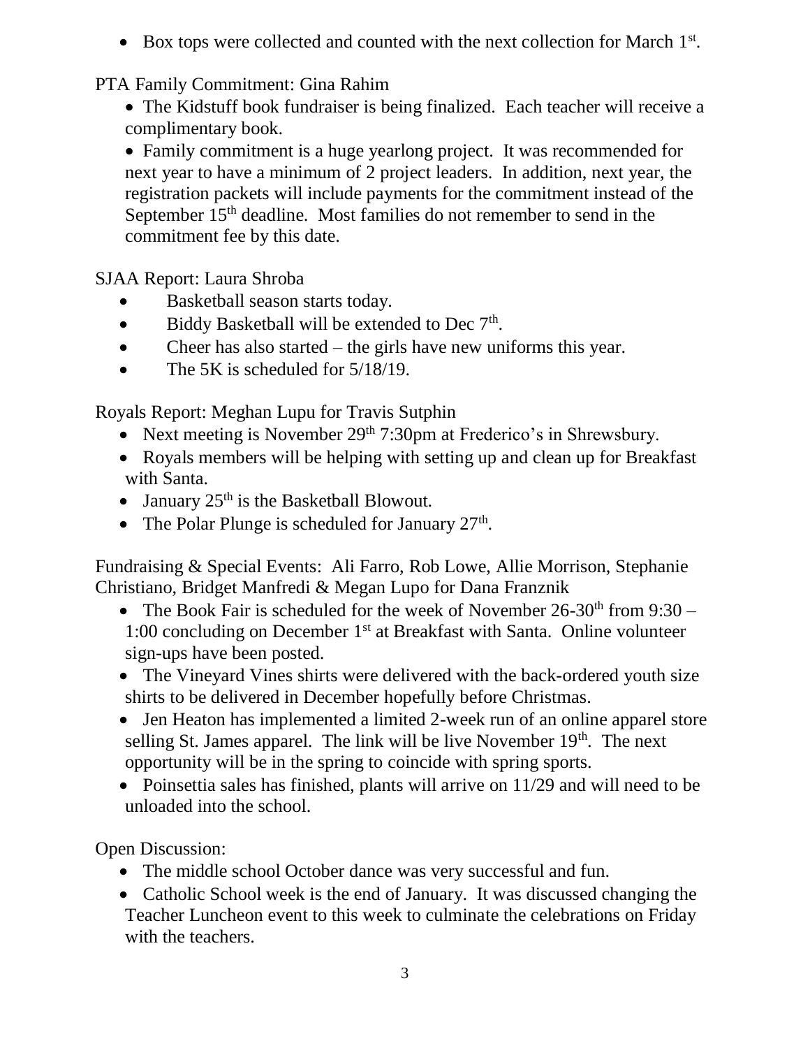- Box tops were collected and counted with the next collection for March 1st.

PTA Family Commitment: Gina Rahim

- The Kidstuff book fundraiser is being finalized. Each teacher will receive a complimentary book.
- Family commitment is a huge yearlong project. It was recommended for next year to have a minimum of 2 project leaders. In addition, next year, the registration packets will include payments for the commitment instead of the September 15th deadline. Most families do not remember to send in the commitment fee by this date.

SJAA Report: Laura Shroba

- Basketball season starts today.
- Biddy Basketball will be extended to Dec 7th.
- Cheer has also started – the girls have new uniforms this year.
- The 5K is scheduled for 5/18/19.

Royals Report: Meghan Lupu for Travis Sutphin

- Next meeting is November 29th 7:30pm at Frederico's in Shrewsbury.
- Royals members will be helping with setting up and clean up for Breakfast with Santa.
- January 25th is the Basketball Blowout.
- The Polar Plunge is scheduled for January 27th.

Fundraising & Special Events: Ali Farro, Rob Lowe, Allie Morrison, Stephanie Christiano, Bridget Manfredi & Megan Lupo for Dana Franznik

- The Book Fair is scheduled for the week of November 26-30th from 9:30 – 1:00 concluding on December 1st at Breakfast with Santa. Online volunteer sign-ups have been posted.
- The Vineyard Vines shirts were delivered with the back-ordered youth size shirts to be delivered in December hopefully before Christmas.
- Jen Heaton has implemented a limited 2-week run of an online apparel store selling St. James apparel. The link will be live November 19th. The next opportunity will be in the spring to coincide with spring sports.
- Poinsettia sales has finished, plants will arrive on 11/29 and will need to be unloaded into the school.

Open Discussion:

- The middle school October dance was very successful and fun.
- Catholic School week is the end of January. It was discussed changing the Teacher Luncheon event to this week to culminate the celebrations on Friday with the teachers.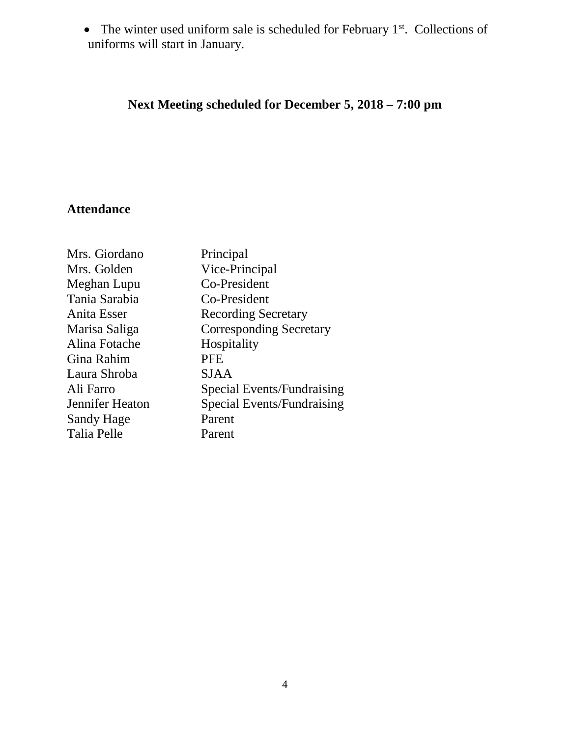- The winter used uniform sale is scheduled for February 1st. Collections of uniforms will start in January.

**Next Meeting scheduled for December 5, 2018 – 7:00 pm**

## Attendance

| | |
|---|---|
| Mrs. Giordano | Principal |
| Mrs. Golden | Vice-Principal |
| Meghan Lupu | Co-President |
| Tania Sarabia | Co-President |
| Anita Esser | Recording Secretary |
| Marisa Saliga | Corresponding Secretary |
| Alina Fotache | Hospitality |
| Gina Rahim | PFE |
| Laura Shroba | SJAA |
| Ali Farro | Special Events/Fundraising |
| Jennifer Heaton | Special Events/Fundraising |
| Sandy Hage | Parent |
| Talia Pelle | Parent |